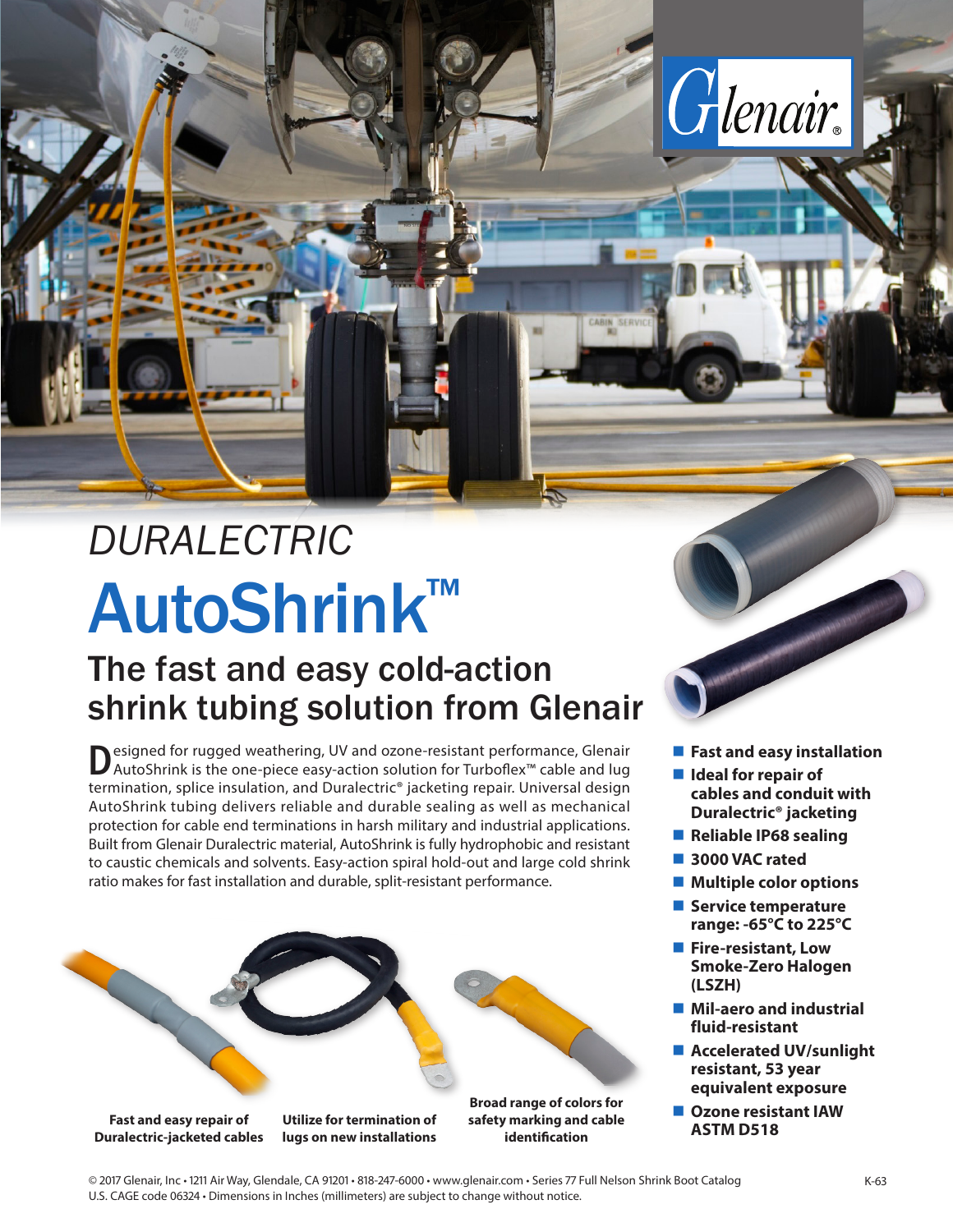# DURALECTRIC

# AutoShrink™

## The fast and easy cold-action shrink tubing solution from Glenair

Designed for rugged weathering, UV and ozone-resistant performance, Glenair AutoShrink is the one-piece easy-action solution for Turboflex™ cable and lug termination, splice insulation, and Duralectric® jacketing repair. Universal design AutoShrink tubing delivers reliable and durable sealing as well as mechanical protection for cable end terminations in harsh military and industrial applications. Built from Glenair Duralectric material, AutoShrink is fully hydrophobic and resistant to caustic chemicals and solvents. Easy-action spiral hold-out and large cold shrink ratio makes for fast installation and durable, split-resistant performance.

- **Fast and easy installation**
- **Ideal for repair of cables and conduit with Duralectric® jacketing**
- **Reliable IP68 sealing**
- **3000 VAC rated**
- **Multiple color options**
- **Service temperature range: -65°C to 225°C**
- **Fire-resistant, Low Smoke-Zero Halogen (LSZH)**
- **Mil-aero and industrial fluid-resistant**
- **Accelerated UV/sunlight resistant, 53 year equivalent exposure**
- **Ozone resistant IAW ASTM D518**

**Fast and easy repair of Duralectric-jacketed cables**

**Utilize for termination of lugs on new installations**

**Broad range of colors for safety marking and cable identification**

© 2017 Glenair, Inc • 1211 Air Way, Glendale, CA 91201 • 818-247-6000 • www.glenair.com • Series 77 Full Nelson Shrink Boot Catalog
U.S. CAGE code 06324 • Dimensions in Inches (millimeters) are subject to change without notice.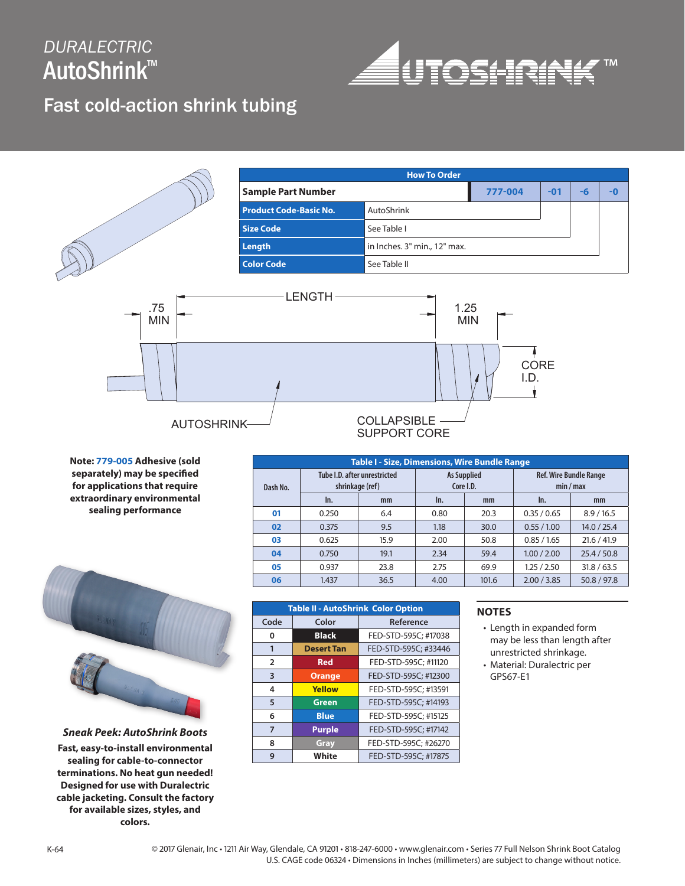*DURALECTRIC*

# AutoShrink™

## Fast cold-action shrink tubing

| How To Order | | | | | |
|---|---|---|---|---|---|
| **Sample Part Number** | | 777-004 | -01 | -6 | -0 |
| **Product Code-Basic No.** | AutoShrink | | | | |
| **Size Code** | See Table I | | | | |
| **Length** | in Inches. 3" min., 12" max. | | | | |
| **Color Code** | See Table II | | | | |

LENGTH

.75 MIN

1.25 MIN

CORE I.D.

AUTOSHRINK

COLLAPSIBLE SUPPORT CORE

**Note: 779-005 Adhesive (sold separately) may be specified for applications that require extraordinary environmental sealing performance**

**Table I - Size, Dimensions, Wire Bundle Range**

| Dash No. | Tube I.D. after unrestricted shrinkage (ref) | | As Supplied Core I.D. | | Ref. Wire Bundle Range min / max | |
|---|---|---|---|---|---|---|
| | In. | mm | In. | mm | In. | mm |
| 01 | 0.250 | 6.4 | 0.80 | 20.3 | 0.35 / 0.65 | 8.9 / 16.5 |
| 02 | 0.375 | 9.5 | 1.18 | 30.0 | 0.55 / 1.00 | 14.0 / 25.4 |
| 03 | 0.625 | 15.9 | 2.00 | 50.8 | 0.85 / 1.65 | 21.6 / 41.9 |
| 04 | 0.750 | 19.1 | 2.34 | 59.4 | 1.00 / 2.00 | 25.4 / 50.8 |
| 05 | 0.937 | 23.8 | 2.75 | 69.9 | 1.25 / 2.50 | 31.8 / 63.5 |
| 06 | 1.437 | 36.5 | 4.00 | 101.6 | 2.00 / 3.85 | 50.8 / 97.8 |

**Table II - AutoShrink Color Option**

| Code | Color | Reference |
|---|---|---|
| 0 | Black | FED-STD-595C; #17038 |
| 1 | Desert Tan | FED-STD-595C; #33446 |
| 2 | Red | FED-STD-595C; #11120 |
| 3 | Orange | FED-STD-595C; #12300 |
| 4 | Yellow | FED-STD-595C; #13591 |
| 5 | Green | FED-STD-595C; #14193 |
| 6 | Blue | FED-STD-595C; #15125 |
| 7 | Purple | FED-STD-595C; #17142 |
| 8 | Gray | FED-STD-595C; #26270 |
| 9 | White | FED-STD-595C; #17875 |

### NOTES

- Length in expanded form may be less than length after unrestricted shrinkage.
- Material: Duralectric per GPS67-E1

***Sneak Peek: AutoShrink Boots***

**Fast, easy-to-install environmental sealing for cable-to-connector terminations. No heat gun needed! Designed for use with Duralectric cable jacketing. Consult the factory for available sizes, styles, and colors.**

© 2017 Glenair, Inc • 1211 Air Way, Glendale, CA 91201 • 818-247-6000 • www.glenair.com • Series 77 Full Nelson Shrink Boot Catalog
U.S. CAGE code 06324 • Dimensions in Inches (millimeters) are subject to change without notice.